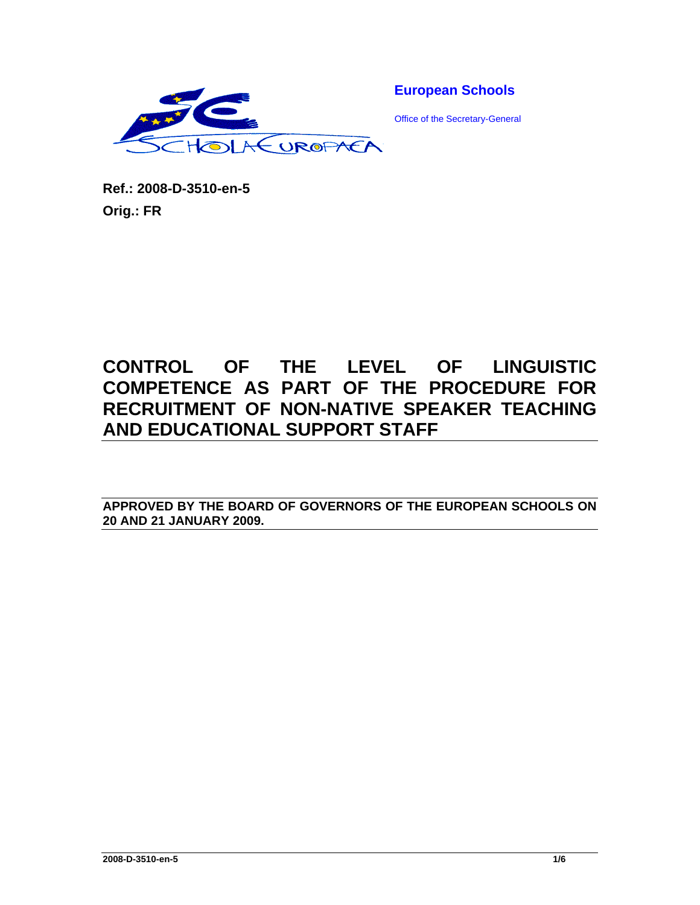**European Schools**

Office of the Secretary-General

**Ref.: 2008-D-3510-en-5**

**Orig.: FR**

# CONTROL OF THE LEVEL OF LINGUISTIC COMPETENCE AS PART OF THE PROCEDURE FOR RECRUITMENT OF NON-NATIVE SPEAKER TEACHING AND EDUCATIONAL SUPPORT STAFF

**APPROVED BY THE BOARD OF GOVERNORS OF THE EUROPEAN SCHOOLS ON 20 AND 21 JANUARY 2009.**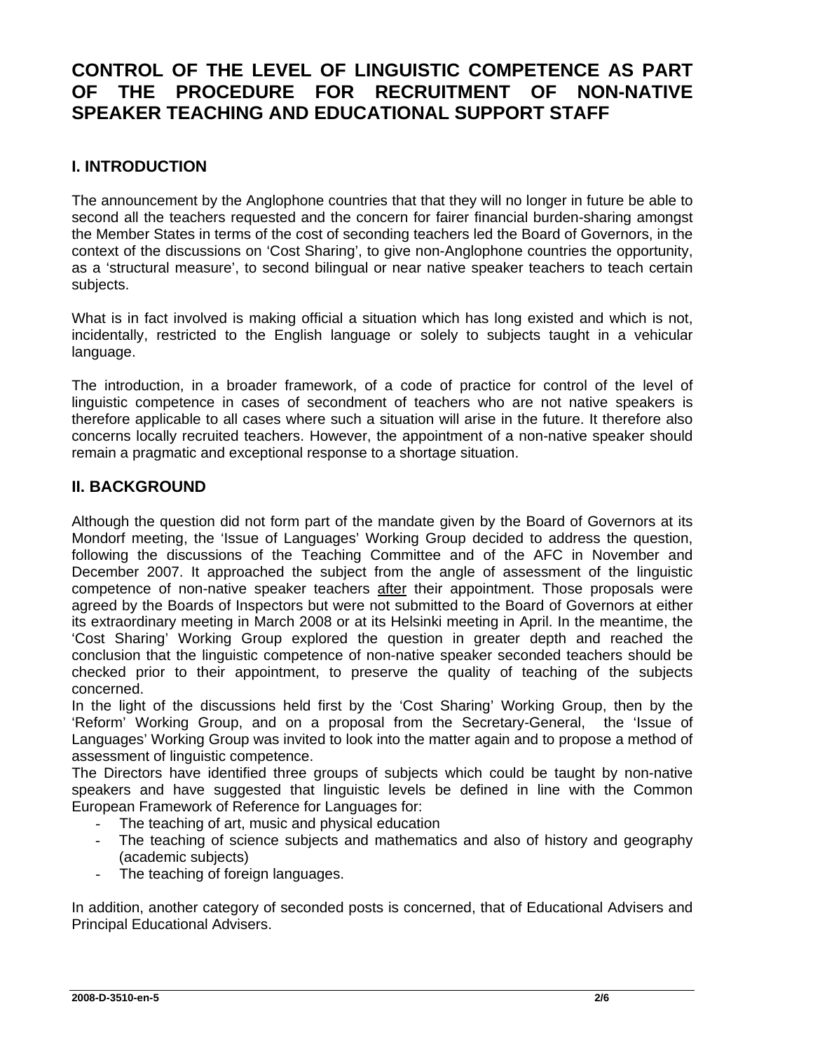# CONTROL OF THE LEVEL OF LINGUISTIC COMPETENCE AS PART OF THE PROCEDURE FOR RECRUITMENT OF NON-NATIVE SPEAKER TEACHING AND EDUCATIONAL SUPPORT STAFF

## I. INTRODUCTION

The announcement by the Anglophone countries that that they will no longer in future be able to second all the teachers requested and the concern for fairer financial burden-sharing amongst the Member States in terms of the cost of seconding teachers led the Board of Governors, in the context of the discussions on 'Cost Sharing', to give non-Anglophone countries the opportunity, as a 'structural measure', to second bilingual or near native speaker teachers to teach certain subjects.

What is in fact involved is making official a situation which has long existed and which is not, incidentally, restricted to the English language or solely to subjects taught in a vehicular language.

The introduction, in a broader framework, of a code of practice for control of the level of linguistic competence in cases of secondment of teachers who are not native speakers is therefore applicable to all cases where such a situation will arise in the future. It therefore also concerns locally recruited teachers. However, the appointment of a non-native speaker should remain a pragmatic and exceptional response to a shortage situation.

## II. BACKGROUND

Although the question did not form part of the mandate given by the Board of Governors at its Mondorf meeting, the 'Issue of Languages' Working Group decided to address the question, following the discussions of the Teaching Committee and of the AFC in November and December 2007. It approached the subject from the angle of assessment of the linguistic competence of non-native speaker teachers after their appointment. Those proposals were agreed by the Boards of Inspectors but were not submitted to the Board of Governors at either its extraordinary meeting in March 2008 or at its Helsinki meeting in April. In the meantime, the 'Cost Sharing' Working Group explored the question in greater depth and reached the conclusion that the linguistic competence of non-native speaker seconded teachers should be checked prior to their appointment, to preserve the quality of teaching of the subjects concerned.

In the light of the discussions held first by the 'Cost Sharing' Working Group, then by the 'Reform' Working Group, and on a proposal from the Secretary-General, the 'Issue of Languages' Working Group was invited to look into the matter again and to propose a method of assessment of linguistic competence.

The Directors have identified three groups of subjects which could be taught by non-native speakers and have suggested that linguistic levels be defined in line with the Common European Framework of Reference for Languages for:

- The teaching of art, music and physical education
- The teaching of science subjects and mathematics and also of history and geography (academic subjects)
- The teaching of foreign languages.

In addition, another category of seconded posts is concerned, that of Educational Advisers and Principal Educational Advisers.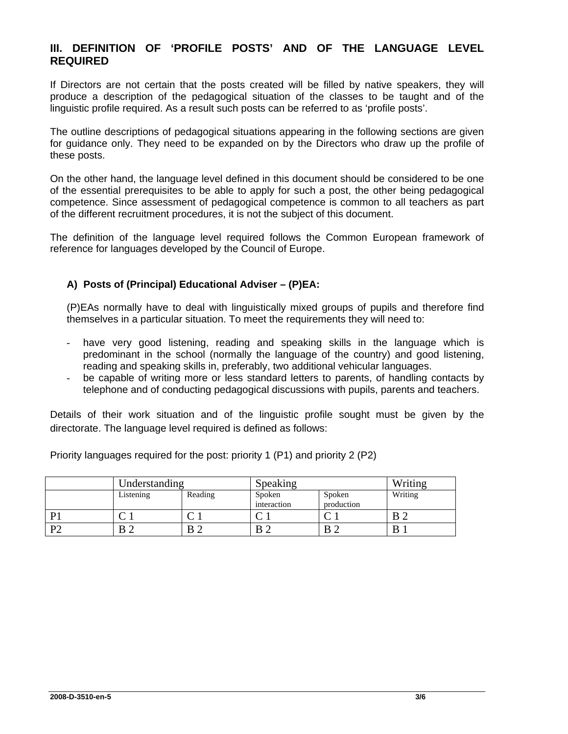## III. DEFINITION OF 'PROFILE POSTS' AND OF THE LANGUAGE LEVEL REQUIRED

If Directors are not certain that the posts created will be filled by native speakers, they will produce a description of the pedagogical situation of the classes to be taught and of the linguistic profile required. As a result such posts can be referred to as 'profile posts'.

The outline descriptions of pedagogical situations appearing in the following sections are given for guidance only. They need to be expanded on by the Directors who draw up the profile of these posts.

On the other hand, the language level defined in this document should be considered to be one of the essential prerequisites to be able to apply for such a post, the other being pedagogical competence. Since assessment of pedagogical competence is common to all teachers as part of the different recruitment procedures, it is not the subject of this document.

The definition of the language level required follows the Common European framework of reference for languages developed by the Council of Europe.

### A) Posts of (Principal) Educational Adviser – (P)EA:

(P)EAs normally have to deal with linguistically mixed groups of pupils and therefore find themselves in a particular situation. To meet the requirements they will need to:

- have very good listening, reading and speaking skills in the language which is predominant in the school (normally the language of the country) and good listening, reading and speaking skills in, preferably, two additional vehicular languages.
- be capable of writing more or less standard letters to parents, of handling contacts by telephone and of conducting pedagogical discussions with pupils, parents and teachers.

Details of their work situation and of the linguistic profile sought must be given by the directorate. The language level required is defined as follows:

Priority languages required for the post: priority 1 (P1) and priority 2 (P2)

| | Understanding | | Speaking | | Writing |
|---|---|---|---|---|---|
| | Listening | Reading | Spoken interaction | Spoken production | Writing |
| P1 | C 1 | C 1 | C 1 | C 1 | B 2 |
| P2 | B 2 | B 2 | B 2 | B 2 | B 1 |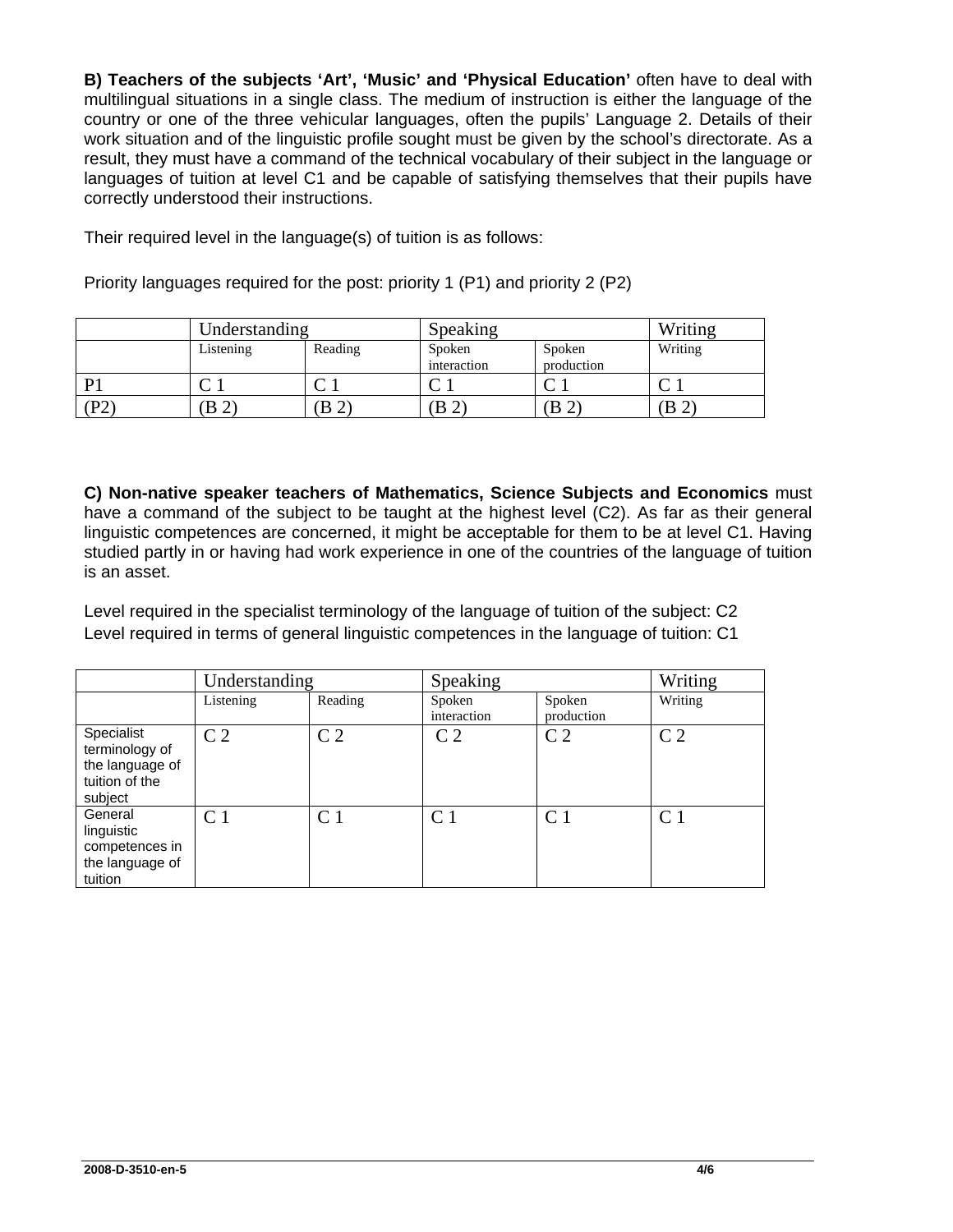**B) Teachers of the subjects 'Art', 'Music' and 'Physical Education'** often have to deal with multilingual situations in a single class. The medium of instruction is either the language of the country or one of the three vehicular languages, often the pupils' Language 2. Details of their work situation and of the linguistic profile sought must be given by the school's directorate. As a result, they must have a command of the technical vocabulary of their subject in the language or languages of tuition at level C1 and be capable of satisfying themselves that their pupils have correctly understood their instructions.

Their required level in the language(s) of tuition is as follows:

Priority languages required for the post: priority 1 (P1) and priority 2 (P2)

| | Understanding | | Speaking | | Writing |
|---|---|---|---|---|---|
| | Listening | Reading | Spoken interaction | Spoken production | Writing |
| P1 | C 1 | C 1 | C 1 | C 1 | C 1 |
| (P2) | (B 2) | (B 2) | (B 2) | (B 2) | (B 2) |

**C) Non-native speaker teachers of Mathematics, Science Subjects and Economics** must have a command of the subject to be taught at the highest level (C2). As far as their general linguistic competences are concerned, it might be acceptable for them to be at level C1. Having studied partly in or having had work experience in one of the countries of the language of tuition is an asset.

Level required in the specialist terminology of the language of tuition of the subject: C2
Level required in terms of general linguistic competences in the language of tuition: C1

| | Understanding | | Speaking | | Writing |
|---|---|---|---|---|---|
| | Listening | Reading | Spoken interaction | Spoken production | Writing |
| Specialist terminology of the language of tuition of the subject | C 2 | C 2 | C 2 | C 2 | C 2 |
| General linguistic competences in the language of tuition | C 1 | C 1 | C 1 | C 1 | C 1 |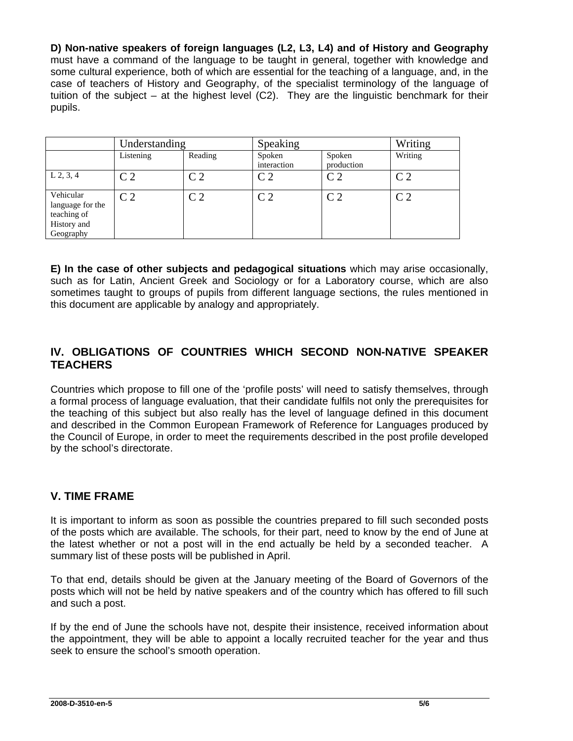**D) Non-native speakers of foreign languages (L2, L3, L4) and of History and Geography** must have a command of the language to be taught in general, together with knowledge and some cultural experience, both of which are essential for the teaching of a language, and, in the case of teachers of History and Geography, of the specialist terminology of the language of tuition of the subject – at the highest level (C2). They are the linguistic benchmark for their pupils.

| | Understanding | | Speaking | | Writing |
|---|---|---|---|---|---|
| | Listening | Reading | Spoken interaction | Spoken production | Writing |
| L 2, 3, 4 | C 2 | C 2 | C 2 | C 2 | C 2 |
| Vehicular language for the teaching of History and Geography | C 2 | C 2 | C 2 | C 2 | C 2 |

**E) In the case of other subjects and pedagogical situations** which may arise occasionally, such as for Latin, Ancient Greek and Sociology or for a Laboratory course, which are also sometimes taught to groups of pupils from different language sections, the rules mentioned in this document are applicable by analogy and appropriately.

## IV. OBLIGATIONS OF COUNTRIES WHICH SECOND NON-NATIVE SPEAKER TEACHERS

Countries which propose to fill one of the 'profile posts' will need to satisfy themselves, through a formal process of language evaluation, that their candidate fulfils not only the prerequisites for the teaching of this subject but also really has the level of language defined in this document and described in the Common European Framework of Reference for Languages produced by the Council of Europe, in order to meet the requirements described in the post profile developed by the school's directorate.

## V. TIME FRAME

It is important to inform as soon as possible the countries prepared to fill such seconded posts of the posts which are available. The schools, for their part, need to know by the end of June at the latest whether or not a post will in the end actually be held by a seconded teacher. A summary list of these posts will be published in April.

To that end, details should be given at the January meeting of the Board of Governors of the posts which will not be held by native speakers and of the country which has offered to fill such and such a post.

If by the end of June the schools have not, despite their insistence, received information about the appointment, they will be able to appoint a locally recruited teacher for the year and thus seek to ensure the school's smooth operation.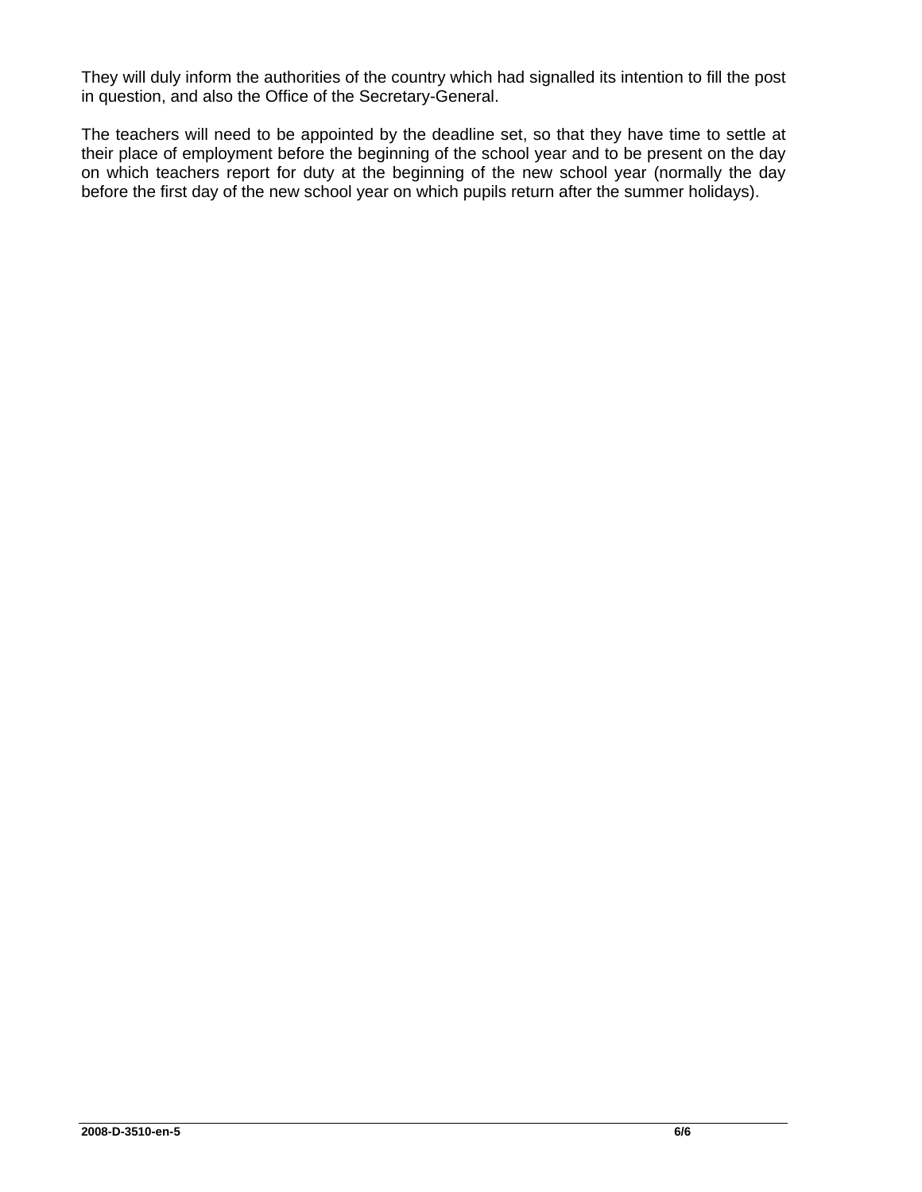They will duly inform the authorities of the country which had signalled its intention to fill the post in question, and also the Office of the Secretary-General.

The teachers will need to be appointed by the deadline set, so that they have time to settle at their place of employment before the beginning of the school year and to be present on the day on which teachers report for duty at the beginning of the new school year (normally the day before the first day of the new school year on which pupils return after the summer holidays).